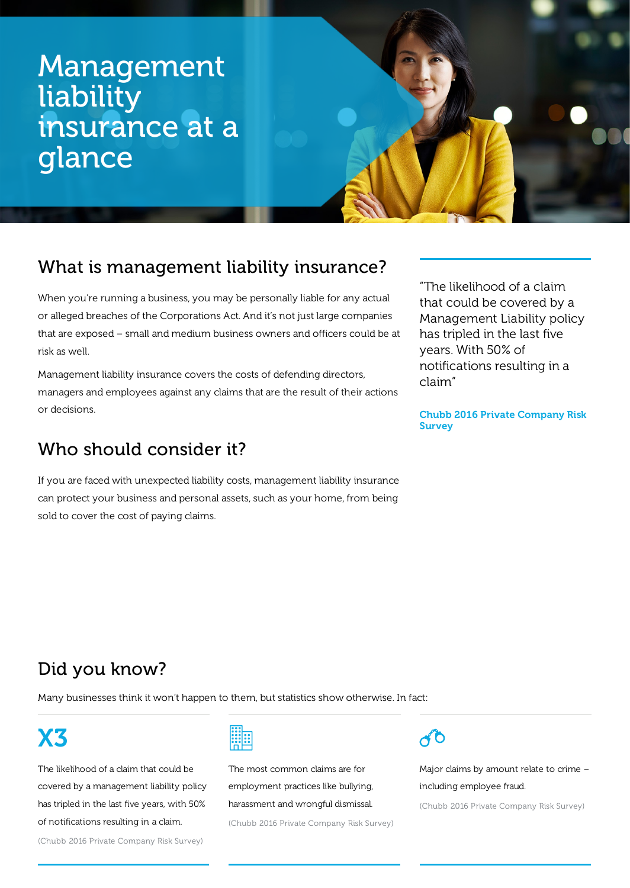# Management liability insurance at a glance

## What is management liability insurance?

When you're running a business, you may be personally liable for any actual or alleged breaches of the Corporations Act. And it's not just large companies that are exposed – small and medium business owners and officers could be at risk as well.

Management liability insurance covers the costs of defending directors, managers and employees against any claims that are the result of their actions or decisions.

> "The likelihood of a claim that could be covered by a Management Liability policy has tripled in the last five years. With 50% of notifications resulting in a claim"
>
> **Chubb 2016 Private Company Risk Survey**

## Who should consider it?

If you are faced with unexpected liability costs, management liability insurance can protect your business and personal assets, such as your home, from being sold to cover the cost of paying claims.

## Did you know?

Many businesses think it won't happen to them, but statistics show otherwise. In fact:

**X3**

The likelihood of a claim that could be covered by a management liability policy has tripled in the last five years, with 50% of notifications resulting in a claim.

(Chubb 2016 Private Company Risk Survey)

The most common claims are for employment practices like bullying, harassment and wrongful dismissal.

(Chubb 2016 Private Company Risk Survey)

Major claims by amount relate to crime – including employee fraud.

(Chubb 2016 Private Company Risk Survey)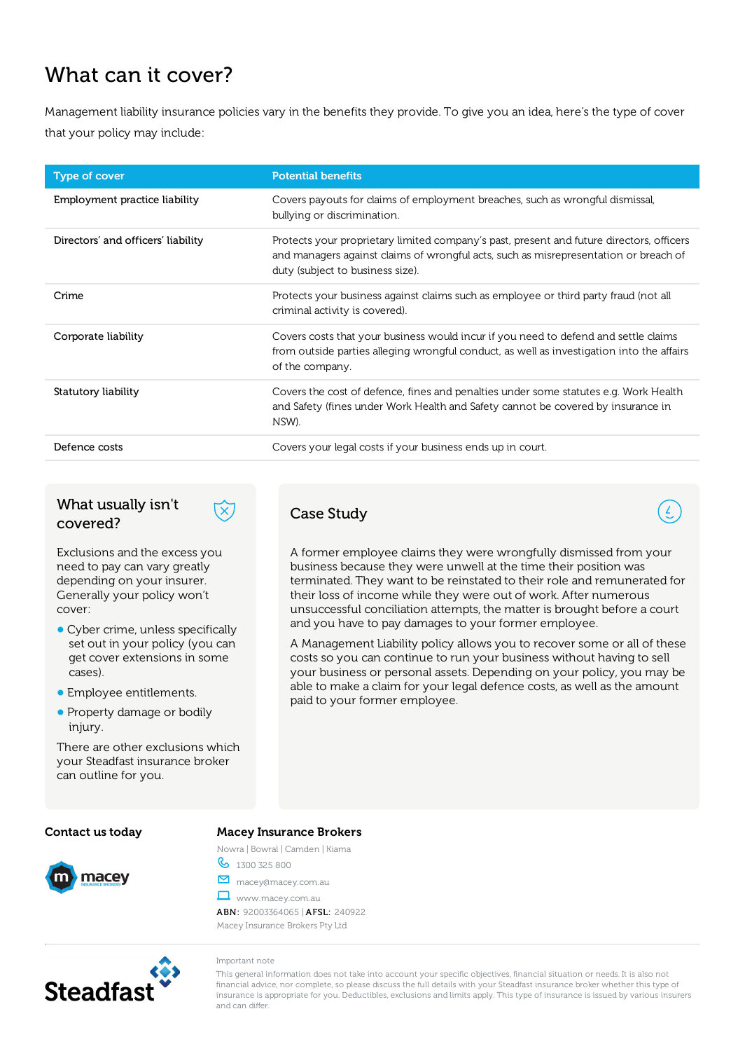# What can it cover?

Management liability insurance policies vary in the benefits they provide. To give you an idea, here's the type of cover that your policy may include:

| Type of cover | Potential benefits |
|---|---|
| Employment practice liability | Covers payouts for claims of employment breaches, such as wrongful dismissal, bullying or discrimination. |
| Directors' and officers' liability | Protects your proprietary limited company's past, present and future directors, officers and managers against claims of wrongful acts, such as misrepresentation or breach of duty (subject to business size). |
| Crime | Protects your business against claims such as employee or third party fraud (not all criminal activity is covered). |
| Corporate liability | Covers costs that your business would incur if you need to defend and settle claims from outside parties alleging wrongful conduct, as well as investigation into the affairs of the company. |
| Statutory liability | Covers the cost of defence, fines and penalties under some statutes e.g. Work Health and Safety (fines under Work Health and Safety cannot be covered by insurance in NSW). |
| Defence costs | Covers your legal costs if your business ends up in court. |

## What usually isn't covered?

Exclusions and the excess you need to pay can vary greatly depending on your insurer. Generally your policy won't cover:

- Cyber crime, unless specifically set out in your policy (you can get cover extensions in some cases).
- Employee entitlements.
- Property damage or bodily injury.

There are other exclusions which your Steadfast insurance broker can outline for you.

## Case Study

A former employee claims they were wrongfully dismissed from your business because they were unwell at the time their position was terminated. They want to be reinstated to their role and remunerated for their loss of income while they were out of work. After numerous unsuccessful conciliation attempts, the matter is brought before a court and you have to pay damages to your former employee.

A Management Liability policy allows you to recover some or all of these costs so you can continue to run your business without having to sell your business or personal assets. Depending on your policy, you may be able to make a claim for your legal defence costs, as well as the amount paid to your former employee.

**Contact us today**

**Macey Insurance Brokers**

Nowra | Bowral | Camden | Kiama

1300 325 800

macey@macey.com.au

www.macey.com.au

**ABN:** 92003364065 | **AFSL:** 240922

Macey Insurance Brokers Pty Ltd

Important note

This general information does not take into account your specific objectives, financial situation or needs. It is also not financial advice, nor complete, so please discuss the full details with your Steadfast insurance broker whether this type of insurance is appropriate for you. Deductibles, exclusions and limits apply. This type of insurance is issued by various insurers and can differ.